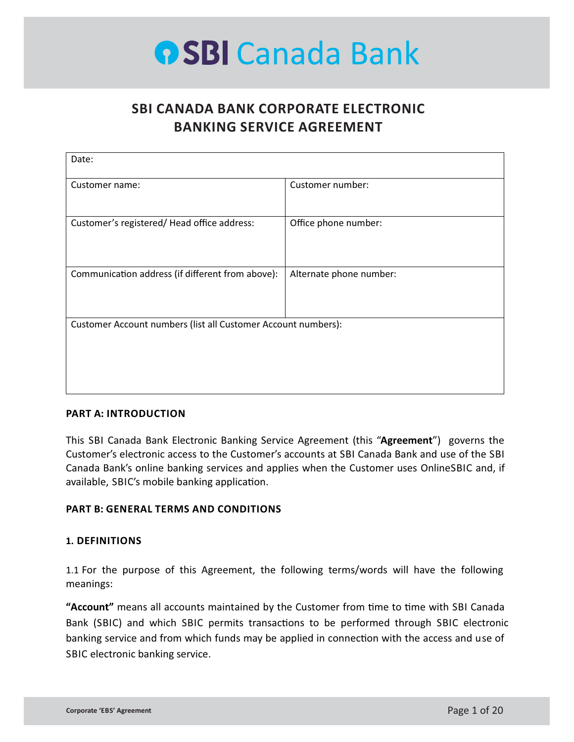# SBI Canada Bank

## SBI CANADA BANK CORPORATE ELECTRONIC BANKING SERVICE AGREEMENT

| Date: | |
|---|---|
| Customer name: | Customer number: |
| Customer's registered/ Head office address: | Office phone number: |
| Communication address (if different from above): | Alternate phone number: |
| Customer Account numbers (list all Customer Account numbers): | |

**PART A: INTRODUCTION**

This SBI Canada Bank Electronic Banking Service Agreement (this "**Agreement**") governs the Customer's electronic access to the Customer's accounts at SBI Canada Bank and use of the SBI Canada Bank's online banking services and applies when the Customer uses OnlineSBIC and, if available, SBIC's mobile banking application.

**PART B: GENERAL TERMS AND CONDITIONS**

**1. DEFINITIONS**

1.1 For the purpose of this Agreement, the following terms/words will have the following meanings:

**"Account"** means all accounts maintained by the Customer from time to time with SBI Canada Bank (SBIC) and which SBIC permits transactions to be performed through SBIC electronic banking service and from which funds may be applied in connection with the access and use of SBIC electronic banking service.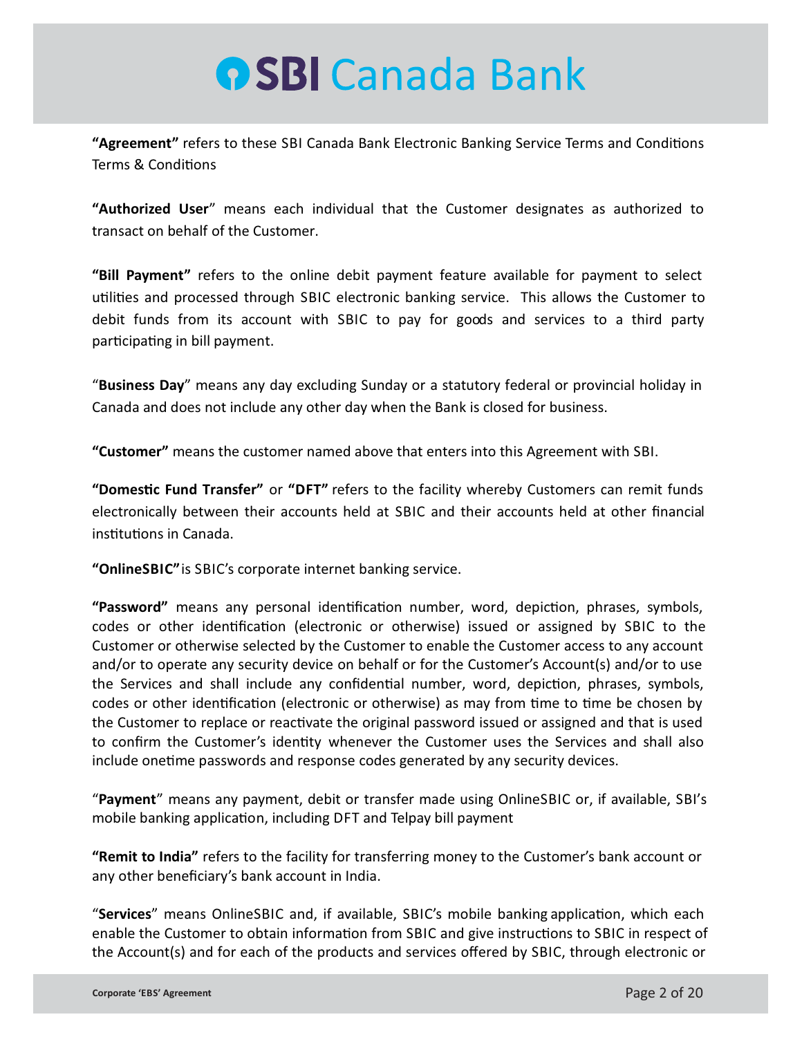**"Agreement"** refers to these SBI Canada Bank Electronic Banking Service Terms and Conditions Terms & Conditions

**"Authorized User"** means each individual that the Customer designates as authorized to transact on behalf of the Customer.

**"Bill Payment"** refers to the online debit payment feature available for payment to select utilities and processed through SBIC electronic banking service. This allows the Customer to debit funds from its account with SBIC to pay for goods and services to a third party participating in bill payment.

"**Business Day**" means any day excluding Sunday or a statutory federal or provincial holiday in Canada and does not include any other day when the Bank is closed for business.

**"Customer"** means the customer named above that enters into this Agreement with SBI.

**"Domestic Fund Transfer"** or **"DFT"** refers to the facility whereby Customers can remit funds electronically between their accounts held at SBIC and their accounts held at other financial institutions in Canada.

**"OnlineSBIC"** is SBIC's corporate internet banking service.

**"Password"** means any personal identification number, word, depiction, phrases, symbols, codes or other identification (electronic or otherwise) issued or assigned by SBIC to the Customer or otherwise selected by the Customer to enable the Customer access to any account and/or to operate any security device on behalf or for the Customer's Account(s) and/or to use the Services and shall include any confidential number, word, depiction, phrases, symbols, codes or other identification (electronic or otherwise) as may from time to time be chosen by the Customer to replace or reactivate the original password issued or assigned and that is used to confirm the Customer's identity whenever the Customer uses the Services and shall also include onetime passwords and response codes generated by any security devices.

"**Payment**" means any payment, debit or transfer made using OnlineSBIC or, if available, SBI's mobile banking application, including DFT and Telpay bill payment

**"Remit to India"** refers to the facility for transferring money to the Customer's bank account or any other beneficiary's bank account in India.

"**Services**" means OnlineSBIC and, if available, SBIC's mobile banking application, which each enable the Customer to obtain information from SBIC and give instructions to SBIC in respect of the Account(s) and for each of the products and services offered by SBIC, through electronic or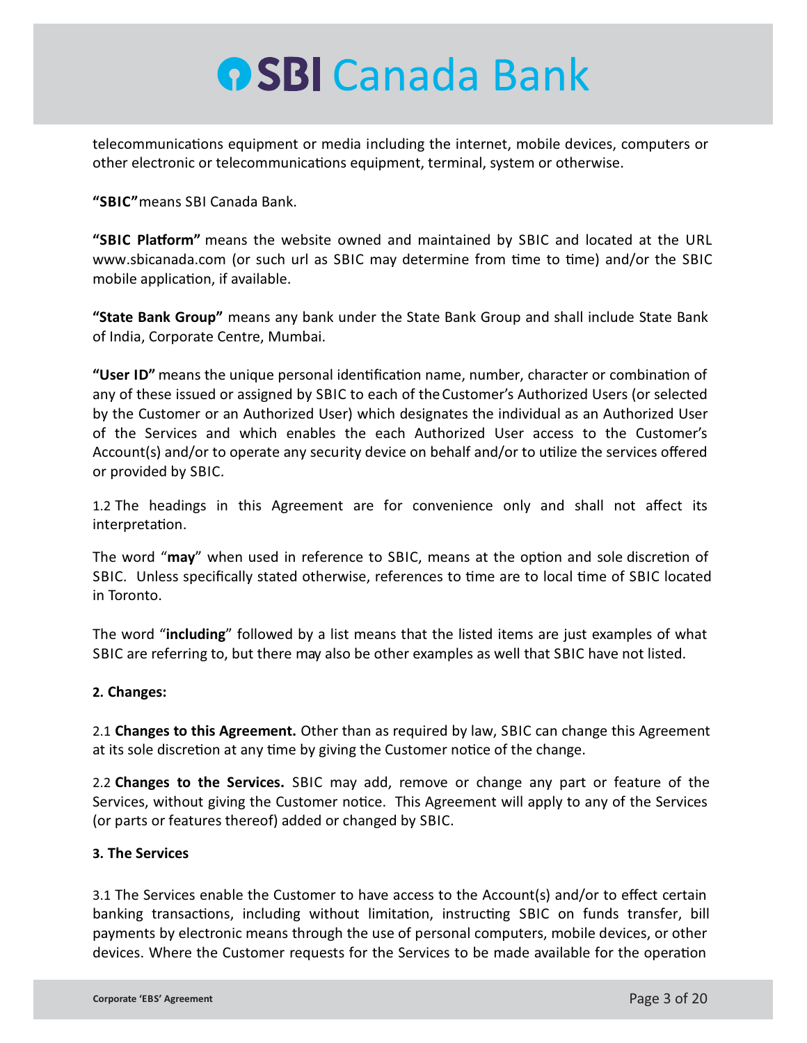telecommunications equipment or media including the internet, mobile devices, computers or other electronic or telecommunications equipment, terminal, system or otherwise.

**"SBIC"** means SBI Canada Bank.

**"SBIC Platform"** means the website owned and maintained by SBIC and located at the URL www.sbicanada.com (or such url as SBIC may determine from time to time) and/or the SBIC mobile application, if available.

**"State Bank Group"** means any bank under the State Bank Group and shall include State Bank of India, Corporate Centre, Mumbai.

**"User ID"** means the unique personal identification name, number, character or combination of any of these issued or assigned by SBIC to each of the Customer's Authorized Users (or selected by the Customer or an Authorized User) which designates the individual as an Authorized User of the Services and which enables the each Authorized User access to the Customer's Account(s) and/or to operate any security device on behalf and/or to utilize the services offered or provided by SBIC.

1.2 The headings in this Agreement are for convenience only and shall not affect its interpretation.

The word "**may**" when used in reference to SBIC, means at the option and sole discretion of SBIC. Unless specifically stated otherwise, references to time are to local time of SBIC located in Toronto.

The word "**including**" followed by a list means that the listed items are just examples of what SBIC are referring to, but there may also be other examples as well that SBIC have not listed.

**2. Changes:**

2.1 **Changes to this Agreement.** Other than as required by law, SBIC can change this Agreement at its sole discretion at any time by giving the Customer notice of the change.

2.2 **Changes to the Services.** SBIC may add, remove or change any part or feature of the Services, without giving the Customer notice. This Agreement will apply to any of the Services (or parts or features thereof) added or changed by SBIC.

**3. The Services**

3.1 The Services enable the Customer to have access to the Account(s) and/or to effect certain banking transactions, including without limitation, instructing SBIC on funds transfer, bill payments by electronic means through the use of personal computers, mobile devices, or other devices. Where the Customer requests for the Services to be made available for the operation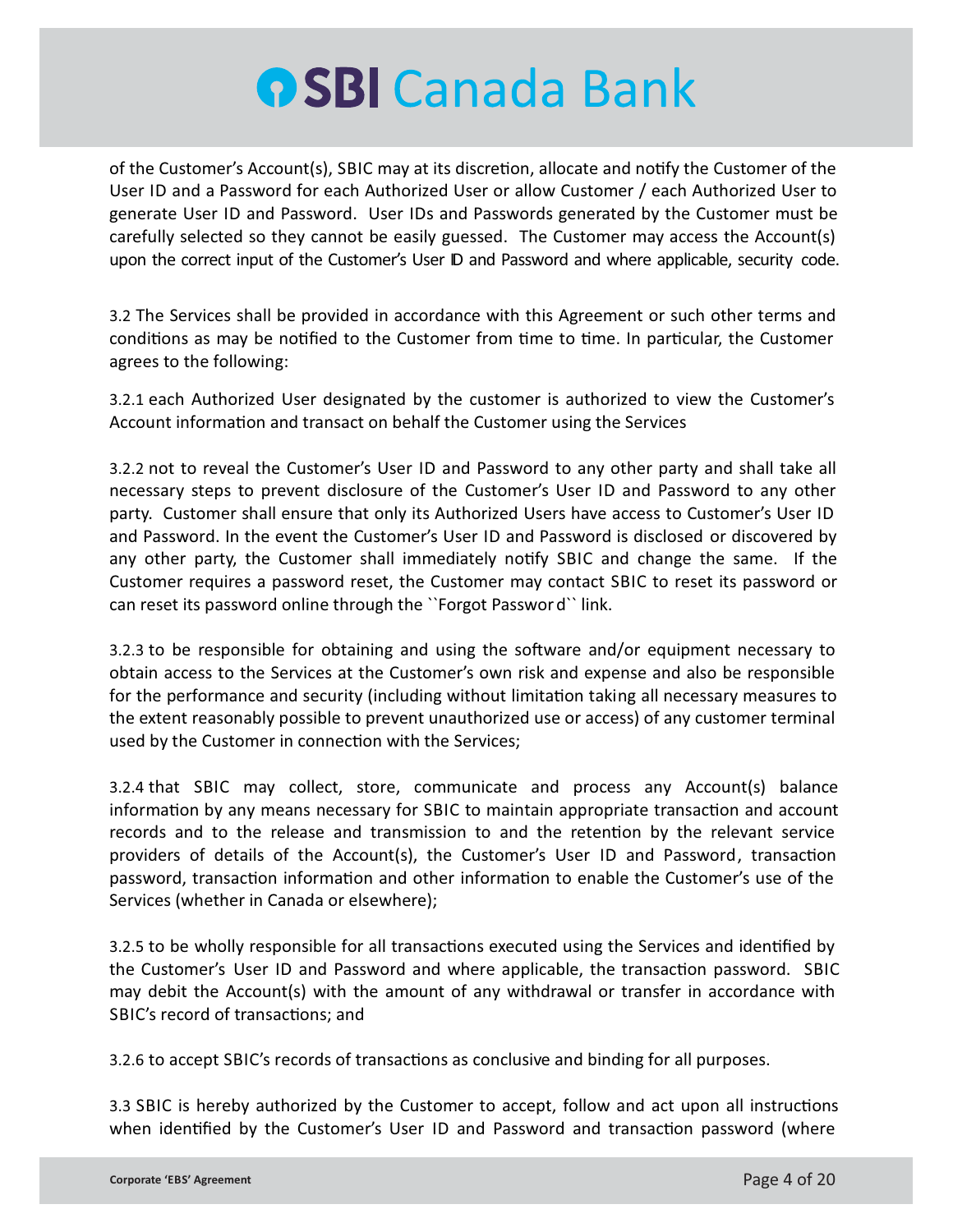of the Customer's Account(s), SBIC may at its discretion, allocate and notify the Customer of the User ID and a Password for each Authorized User or allow Customer / each Authorized User to generate User ID and Password. User IDs and Passwords generated by the Customer must be carefully selected so they cannot be easily guessed. The Customer may access the Account(s) upon the correct input of the Customer's User ID and Password and where applicable, security code.

3.2 The Services shall be provided in accordance with this Agreement or such other terms and conditions as may be notified to the Customer from time to time. In particular, the Customer agrees to the following:

3.2.1 each Authorized User designated by the customer is authorized to view the Customer's Account information and transact on behalf the Customer using the Services

3.2.2 not to reveal the Customer's User ID and Password to any other party and shall take all necessary steps to prevent disclosure of the Customer's User ID and Password to any other party. Customer shall ensure that only its Authorized Users have access to Customer's User ID and Password. In the event the Customer's User ID and Password is disclosed or discovered by any other party, the Customer shall immediately notify SBIC and change the same. If the Customer requires a password reset, the Customer may contact SBIC to reset its password or can reset its password online through the ``Forgot Passwor d`` link.

3.2.3 to be responsible for obtaining and using the software and/or equipment necessary to obtain access to the Services at the Customer's own risk and expense and also be responsible for the performance and security (including without limitation taking all necessary measures to the extent reasonably possible to prevent unauthorized use or access) of any customer terminal used by the Customer in connection with the Services;

3.2.4 that SBIC may collect, store, communicate and process any Account(s) balance information by any means necessary for SBIC to maintain appropriate transaction and account records and to the release and transmission to and the retention by the relevant service providers of details of the Account(s), the Customer's User ID and Password, transaction password, transaction information and other information to enable the Customer's use of the Services (whether in Canada or elsewhere);

3.2.5 to be wholly responsible for all transactions executed using the Services and identified by the Customer's User ID and Password and where applicable, the transaction password. SBIC may debit the Account(s) with the amount of any withdrawal or transfer in accordance with SBIC's record of transactions; and

3.2.6 to accept SBIC's records of transactions as conclusive and binding for all purposes.

3.3 SBIC is hereby authorized by the Customer to accept, follow and act upon all instructions when identified by the Customer's User ID and Password and transaction password (where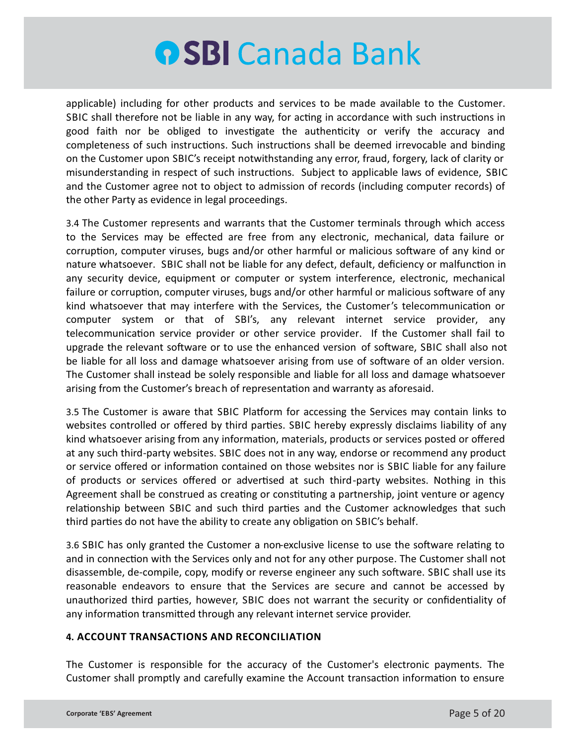applicable) including for other products and services to be made available to the Customer. SBIC shall therefore not be liable in any way, for acting in accordance with such instructions in good faith nor be obliged to investigate the authenticity or verify the accuracy and completeness of such instructions. Such instructions shall be deemed irrevocable and binding on the Customer upon SBIC's receipt notwithstanding any error, fraud, forgery, lack of clarity or misunderstanding in respect of such instructions. Subject to applicable laws of evidence, SBIC and the Customer agree not to object to admission of records (including computer records) of the other Party as evidence in legal proceedings.

3.4 The Customer represents and warrants that the Customer terminals through which access to the Services may be effected are free from any electronic, mechanical, data failure or corruption, computer viruses, bugs and/or other harmful or malicious software of any kind or nature whatsoever. SBIC shall not be liable for any defect, default, deficiency or malfunction in any security device, equipment or computer or system interference, electronic, mechanical failure or corruption, computer viruses, bugs and/or other harmful or malicious software of any kind whatsoever that may interfere with the Services, the Customer's telecommunication or computer system or that of SBI's, any relevant internet service provider, any telecommunication service provider or other service provider. If the Customer shall fail to upgrade the relevant software or to use the enhanced version of software, SBIC shall also not be liable for all loss and damage whatsoever arising from use of software of an older version. The Customer shall instead be solely responsible and liable for all loss and damage whatsoever arising from the Customer's breach of representation and warranty as aforesaid.

3.5 The Customer is aware that SBIC Platform for accessing the Services may contain links to websites controlled or offered by third parties. SBIC hereby expressly disclaims liability of any kind whatsoever arising from any information, materials, products or services posted or offered at any such third-party websites. SBIC does not in any way, endorse or recommend any product or service offered or information contained on those websites nor is SBIC liable for any failure of products or services offered or advertised at such third-party websites. Nothing in this Agreement shall be construed as creating or constituting a partnership, joint venture or agency relationship between SBIC and such third parties and the Customer acknowledges that such third parties do not have the ability to create any obligation on SBIC's behalf.

3.6 SBIC has only granted the Customer a non-exclusive license to use the software relating to and in connection with the Services only and not for any other purpose. The Customer shall not disassemble, de-compile, copy, modify or reverse engineer any such software. SBIC shall use its reasonable endeavors to ensure that the Services are secure and cannot be accessed by unauthorized third parties, however, SBIC does not warrant the security or confidentiality of any information transmitted through any relevant internet service provider.

#### 4. ACCOUNT TRANSACTIONS AND RECONCILIATION

The Customer is responsible for the accuracy of the Customer's electronic payments. The Customer shall promptly and carefully examine the Account transaction information to ensure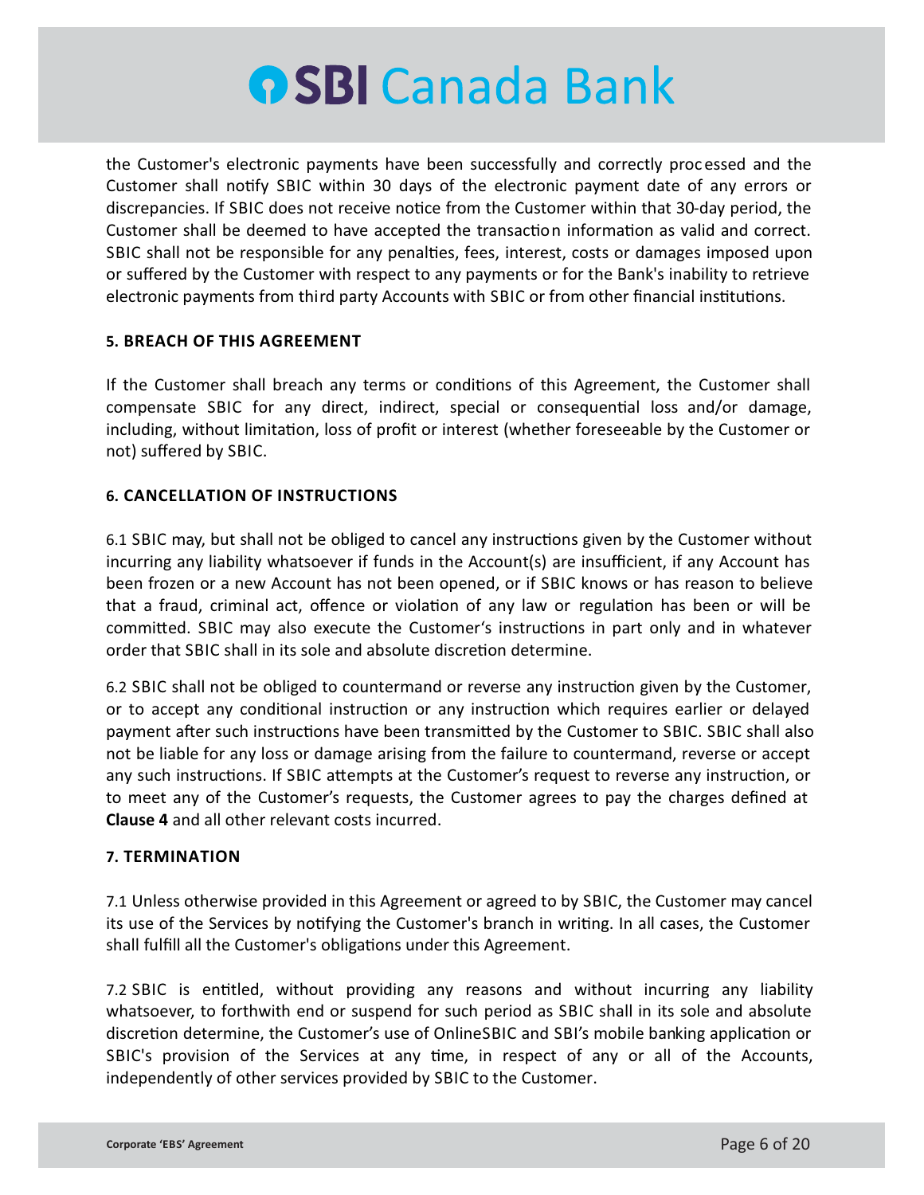the Customer's electronic payments have been successfully and correctly processed and the Customer shall notify SBIC within 30 days of the electronic payment date of any errors or discrepancies. If SBIC does not receive notice from the Customer within that 30-day period, the Customer shall be deemed to have accepted the transaction information as valid and correct. SBIC shall not be responsible for any penalties, fees, interest, costs or damages imposed upon or suffered by the Customer with respect to any payments or for the Bank's inability to retrieve electronic payments from third party Accounts with SBIC or from other financial institutions.

#### 5. BREACH OF THIS AGREEMENT

If the Customer shall breach any terms or conditions of this Agreement, the Customer shall compensate SBIC for any direct, indirect, special or consequential loss and/or damage, including, without limitation, loss of profit or interest (whether foreseeable by the Customer or not) suffered by SBIC.

#### 6. CANCELLATION OF INSTRUCTIONS

6.1 SBIC may, but shall not be obliged to cancel any instructions given by the Customer without incurring any liability whatsoever if funds in the Account(s) are insufficient, if any Account has been frozen or a new Account has not been opened, or if SBIC knows or has reason to believe that a fraud, criminal act, offence or violation of any law or regulation has been or will be committed. SBIC may also execute the Customer's instructions in part only and in whatever order that SBIC shall in its sole and absolute discretion determine.

6.2 SBIC shall not be obliged to countermand or reverse any instruction given by the Customer, or to accept any conditional instruction or any instruction which requires earlier or delayed payment after such instructions have been transmitted by the Customer to SBIC. SBIC shall also not be liable for any loss or damage arising from the failure to countermand, reverse or accept any such instructions. If SBIC attempts at the Customer's request to reverse any instruction, or to meet any of the Customer's requests, the Customer agrees to pay the charges defined at **Clause 4** and all other relevant costs incurred.

#### 7. TERMINATION

7.1 Unless otherwise provided in this Agreement or agreed to by SBIC, the Customer may cancel its use of the Services by notifying the Customer's branch in writing. In all cases, the Customer shall fulfill all the Customer's obligations under this Agreement.

7.2 SBIC is entitled, without providing any reasons and without incurring any liability whatsoever, to forthwith end or suspend for such period as SBIC shall in its sole and absolute discretion determine, the Customer's use of OnlineSBIC and SBI's mobile banking application or SBIC's provision of the Services at any time, in respect of any or all of the Accounts, independently of other services provided by SBIC to the Customer.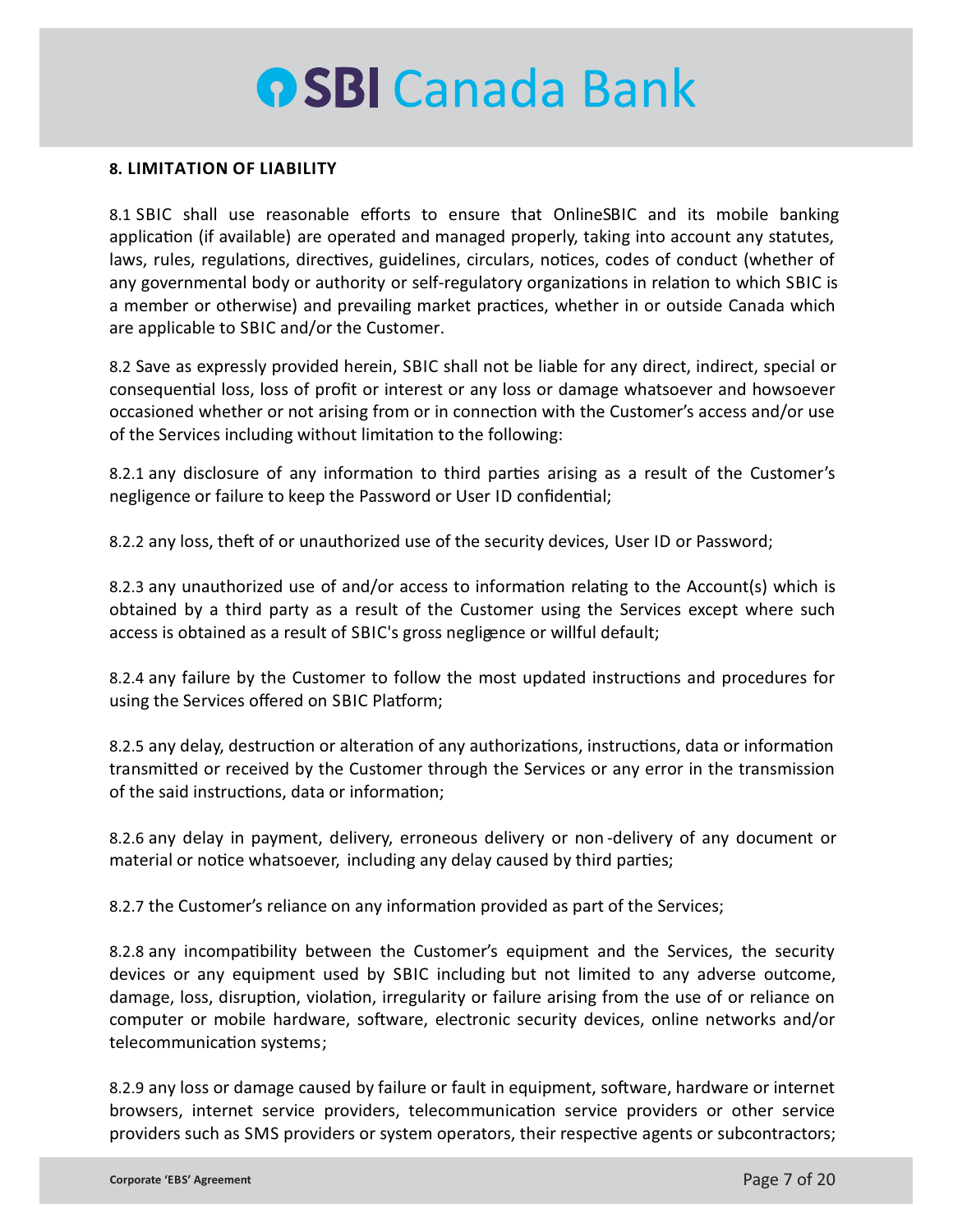## 8. LIMITATION OF LIABILITY

8.1 SBIC shall use reasonable efforts to ensure that OnlineSBIC and its mobile banking application (if available) are operated and managed properly, taking into account any statutes, laws, rules, regulations, directives, guidelines, circulars, notices, codes of conduct (whether of any governmental body or authority or self-regulatory organizations in relation to which SBIC is a member or otherwise) and prevailing market practices, whether in or outside Canada which are applicable to SBIC and/or the Customer.

8.2 Save as expressly provided herein, SBIC shall not be liable for any direct, indirect, special or consequential loss, loss of profit or interest or any loss or damage whatsoever and howsoever occasioned whether or not arising from or in connection with the Customer's access and/or use of the Services including without limitation to the following:

8.2.1 any disclosure of any information to third parties arising as a result of the Customer's negligence or failure to keep the Password or User ID confidential;

8.2.2 any loss, theft of or unauthorized use of the security devices, User ID or Password;

8.2.3 any unauthorized use of and/or access to information relating to the Account(s) which is obtained by a third party as a result of the Customer using the Services except where such access is obtained as a result of SBIC's gross negligence or willful default;

8.2.4 any failure by the Customer to follow the most updated instructions and procedures for using the Services offered on SBIC Platform;

8.2.5 any delay, destruction or alteration of any authorizations, instructions, data or information transmitted or received by the Customer through the Services or any error in the transmission of the said instructions, data or information;

8.2.6 any delay in payment, delivery, erroneous delivery or non-delivery of any document or material or notice whatsoever, including any delay caused by third parties;

8.2.7 the Customer's reliance on any information provided as part of the Services;

8.2.8 any incompatibility between the Customer's equipment and the Services, the security devices or any equipment used by SBIC including but not limited to any adverse outcome, damage, loss, disruption, violation, irregularity or failure arising from the use of or reliance on computer or mobile hardware, software, electronic security devices, online networks and/or telecommunication systems;

8.2.9 any loss or damage caused by failure or fault in equipment, software, hardware or internet browsers, internet service providers, telecommunication service providers or other service providers such as SMS providers or system operators, their respective agents or subcontractors;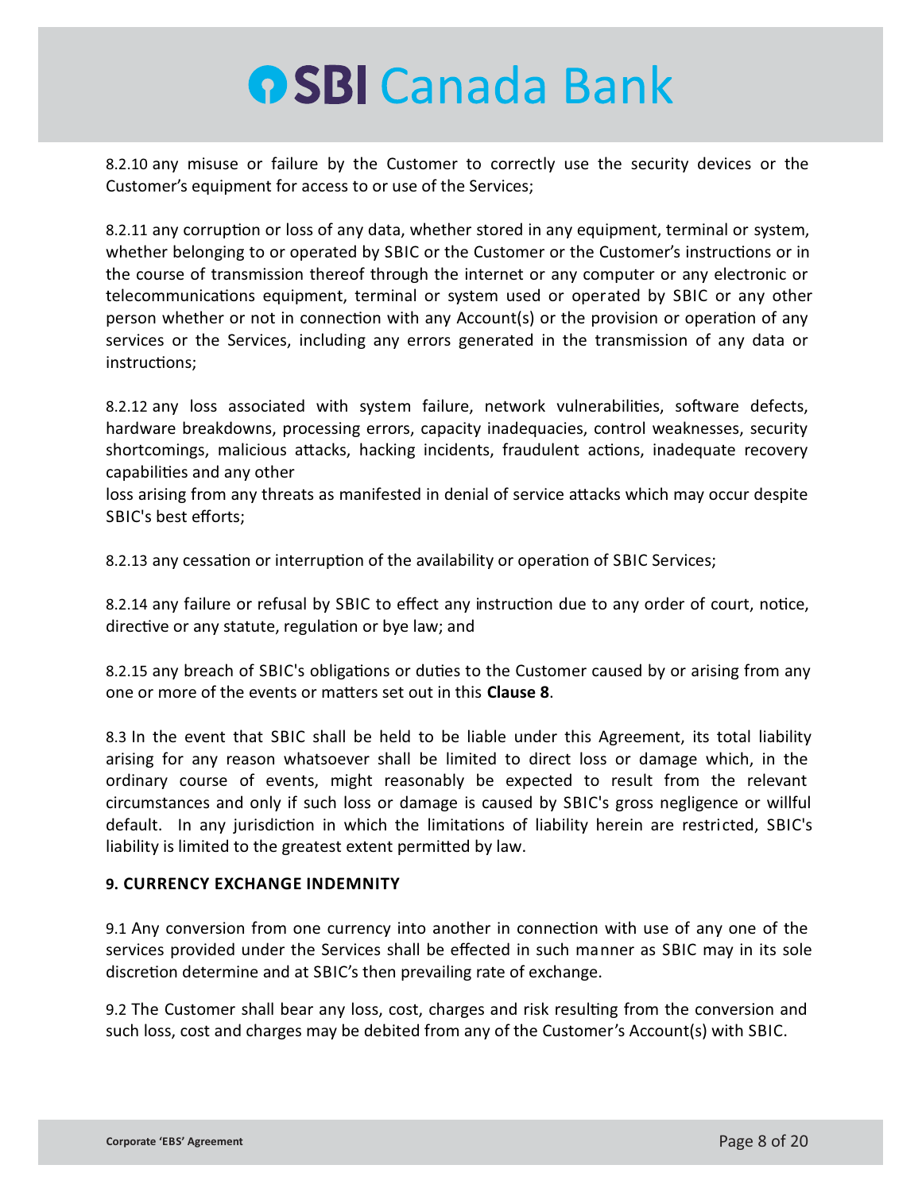8.2.10 any misuse or failure by the Customer to correctly use the security devices or the Customer's equipment for access to or use of the Services;

8.2.11 any corruption or loss of any data, whether stored in any equipment, terminal or system, whether belonging to or operated by SBIC or the Customer or the Customer's instructions or in the course of transmission thereof through the internet or any computer or any electronic or telecommunications equipment, terminal or system used or operated by SBIC or any other person whether or not in connection with any Account(s) or the provision or operation of any services or the Services, including any errors generated in the transmission of any data or instructions;

8.2.12 any loss associated with system failure, network vulnerabilities, software defects, hardware breakdowns, processing errors, capacity inadequacies, control weaknesses, security shortcomings, malicious attacks, hacking incidents, fraudulent actions, inadequate recovery capabilities and any other
loss arising from any threats as manifested in denial of service attacks which may occur despite SBIC's best efforts;

8.2.13 any cessation or interruption of the availability or operation of SBIC Services;

8.2.14 any failure or refusal by SBIC to effect any instruction due to any order of court, notice, directive or any statute, regulation or bye law; and

8.2.15 any breach of SBIC's obligations or duties to the Customer caused by or arising from any one or more of the events or matters set out in this **Clause 8**.

8.3 In the event that SBIC shall be held to be liable under this Agreement, its total liability arising for any reason whatsoever shall be limited to direct loss or damage which, in the ordinary course of events, might reasonably be expected to result from the relevant circumstances and only if such loss or damage is caused by SBIC's gross negligence or willful default. In any jurisdiction in which the limitations of liability herein are restricted, SBIC's liability is limited to the greatest extent permitted by law.

**9. CURRENCY EXCHANGE INDEMNITY**

9.1 Any conversion from one currency into another in connection with use of any one of the services provided under the Services shall be effected in such manner as SBIC may in its sole discretion determine and at SBIC's then prevailing rate of exchange.

9.2 The Customer shall bear any loss, cost, charges and risk resulting from the conversion and such loss, cost and charges may be debited from any of the Customer's Account(s) with SBIC.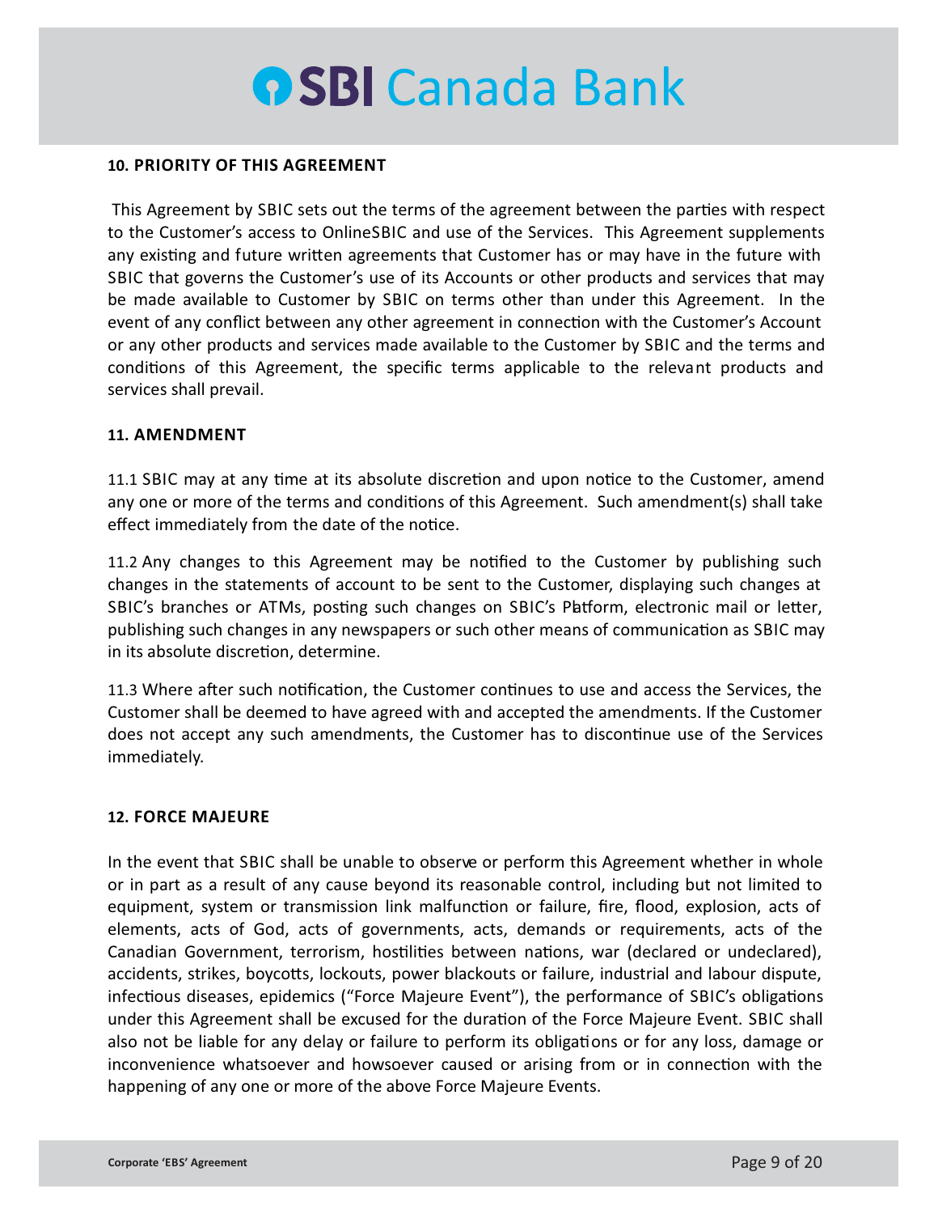## 10. PRIORITY OF THIS AGREEMENT

This Agreement by SBIC sets out the terms of the agreement between the parties with respect to the Customer's access to OnlineSBIC and use of the Services. This Agreement supplements any existing and future written agreements that Customer has or may have in the future with SBIC that governs the Customer's use of its Accounts or other products and services that may be made available to Customer by SBIC on terms other than under this Agreement. In the event of any conflict between any other agreement in connection with the Customer's Account or any other products and services made available to the Customer by SBIC and the terms and conditions of this Agreement, the specific terms applicable to the relevant products and services shall prevail.

## 11. AMENDMENT

11.1 SBIC may at any time at its absolute discretion and upon notice to the Customer, amend any one or more of the terms and conditions of this Agreement. Such amendment(s) shall take effect immediately from the date of the notice.

11.2 Any changes to this Agreement may be notified to the Customer by publishing such changes in the statements of account to be sent to the Customer, displaying such changes at SBIC's branches or ATMs, posting such changes on SBIC's Platform, electronic mail or letter, publishing such changes in any newspapers or such other means of communication as SBIC may in its absolute discretion, determine.

11.3 Where after such notification, the Customer continues to use and access the Services, the Customer shall be deemed to have agreed with and accepted the amendments. If the Customer does not accept any such amendments, the Customer has to discontinue use of the Services immediately.

## 12. FORCE MAJEURE

In the event that SBIC shall be unable to observe or perform this Agreement whether in whole or in part as a result of any cause beyond its reasonable control, including but not limited to equipment, system or transmission link malfunction or failure, fire, flood, explosion, acts of elements, acts of God, acts of governments, acts, demands or requirements, acts of the Canadian Government, terrorism, hostilities between nations, war (declared or undeclared), accidents, strikes, boycotts, lockouts, power blackouts or failure, industrial and labour dispute, infectious diseases, epidemics ("Force Majeure Event"), the performance of SBIC's obligations under this Agreement shall be excused for the duration of the Force Majeure Event. SBIC shall also not be liable for any delay or failure to perform its obligations or for any loss, damage or inconvenience whatsoever and howsoever caused or arising from or in connection with the happening of any one or more of the above Force Majeure Events.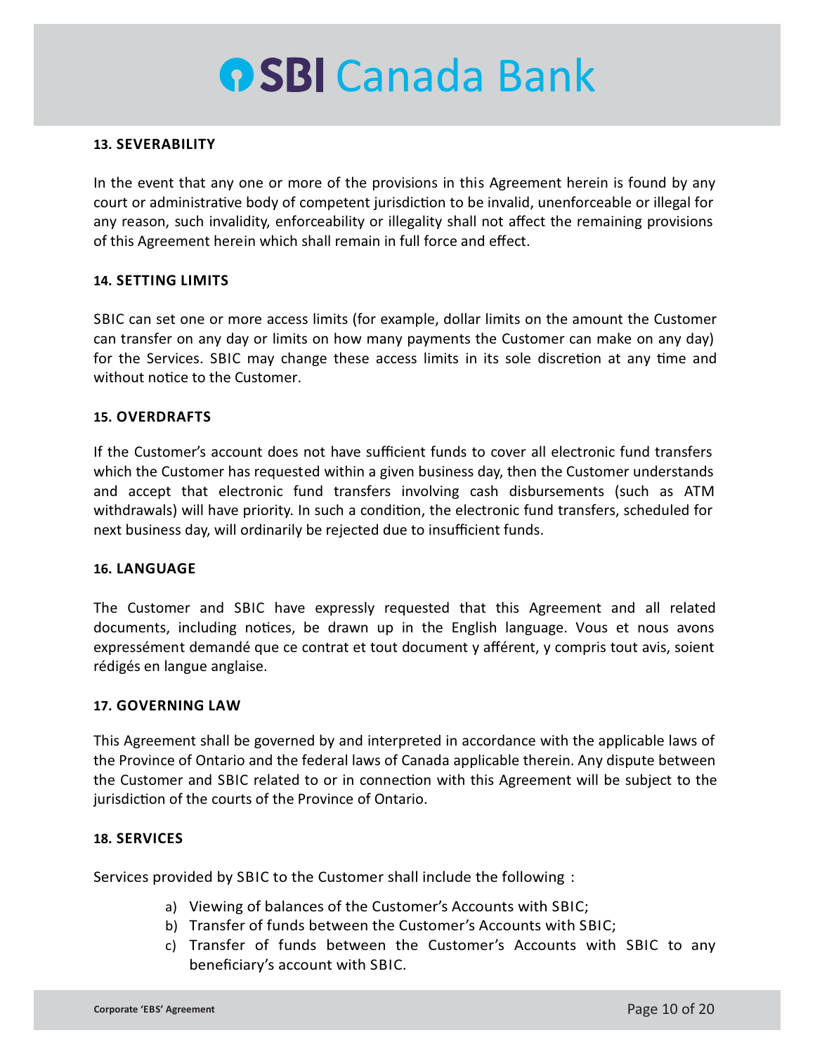## 13. SEVERABILITY

In the event that any one or more of the provisions in this Agreement herein is found by any court or administrative body of competent jurisdiction to be invalid, unenforceable or illegal for any reason, such invalidity, enforceability or illegality shall not affect the remaining provisions of this Agreement herein which shall remain in full force and effect.

## 14. SETTING LIMITS

SBIC can set one or more access limits (for example, dollar limits on the amount the Customer can transfer on any day or limits on how many payments the Customer can make on any day) for the Services. SBIC may change these access limits in its sole discretion at any time and without notice to the Customer.

## 15. OVERDRAFTS

If the Customer's account does not have sufficient funds to cover all electronic fund transfers which the Customer has requested within a given business day, then the Customer understands and accept that electronic fund transfers involving cash disbursements (such as ATM withdrawals) will have priority. In such a condition, the electronic fund transfers, scheduled for next business day, will ordinarily be rejected due to insufficient funds.

## 16. LANGUAGE

The Customer and SBIC have expressly requested that this Agreement and all related documents, including notices, be drawn up in the English language. Vous et nous avons expressément demandé que ce contrat et tout document y afférent, y compris tout avis, soient rédigés en langue anglaise.

## 17. GOVERNING LAW

This Agreement shall be governed by and interpreted in accordance with the applicable laws of the Province of Ontario and the federal laws of Canada applicable therein. Any dispute between the Customer and SBIC related to or in connection with this Agreement will be subject to the jurisdiction of the courts of the Province of Ontario.

## 18. SERVICES

Services provided by SBIC to the Customer shall include the following :

a) Viewing of balances of the Customer's Accounts with SBIC;
b) Transfer of funds between the Customer's Accounts with SBIC;
c) Transfer of funds between the Customer's Accounts with SBIC to any beneficiary's account with SBIC.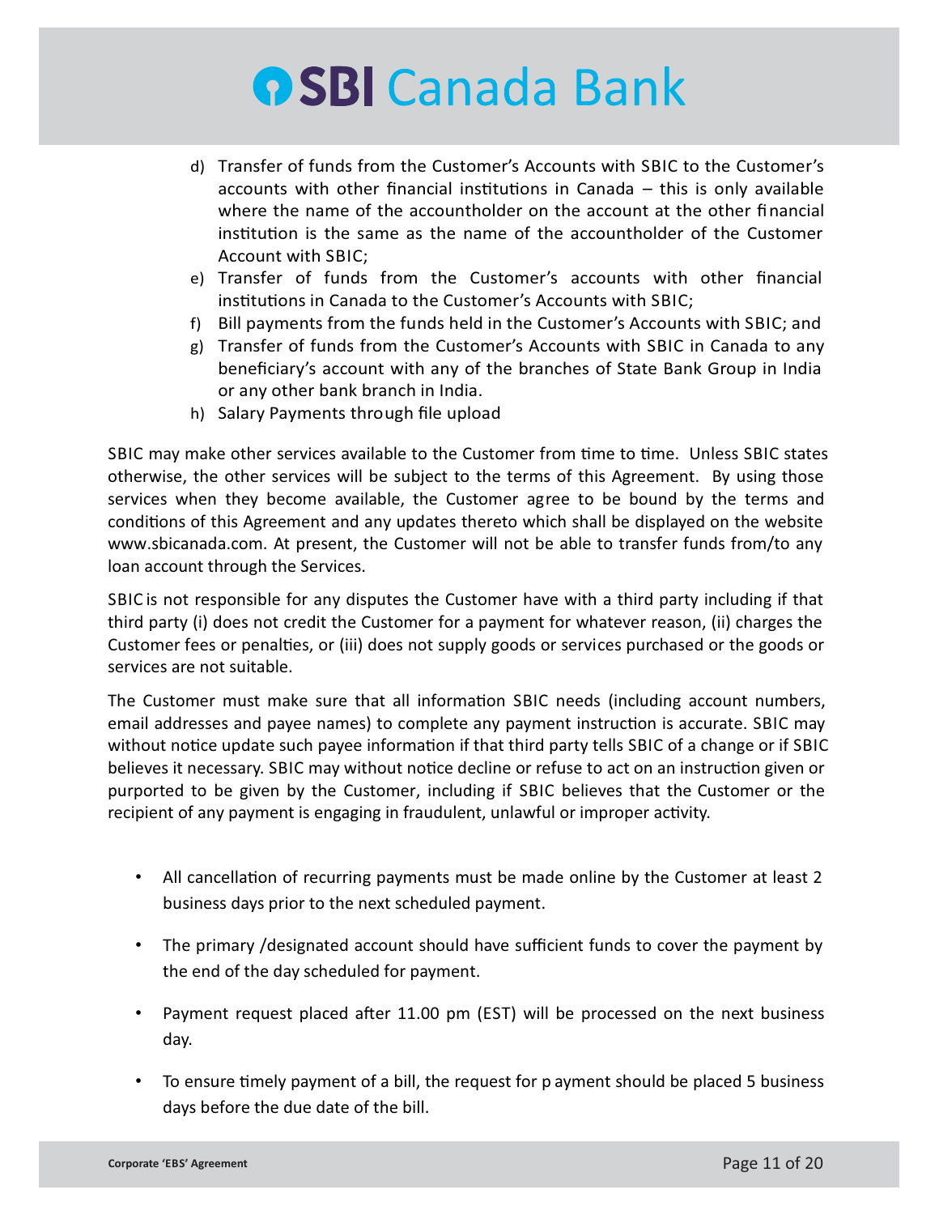d) Transfer of funds from the Customer's Accounts with SBIC to the Customer's accounts with other financial institutions in Canada – this is only available where the name of the accountholder on the account at the other financial institution is the same as the name of the accountholder of the Customer Account with SBIC;
e) Transfer of funds from the Customer's accounts with other financial institutions in Canada to the Customer's Accounts with SBIC;
f) Bill payments from the funds held in the Customer's Accounts with SBIC; and
g) Transfer of funds from the Customer's Accounts with SBIC in Canada to any beneficiary's account with any of the branches of State Bank Group in India or any other bank branch in India.
h) Salary Payments through file upload

SBIC may make other services available to the Customer from time to time. Unless SBIC states otherwise, the other services will be subject to the terms of this Agreement. By using those services when they become available, the Customer agree to be bound by the terms and conditions of this Agreement and any updates thereto which shall be displayed on the website www.sbicanada.com. At present, the Customer will not be able to transfer funds from/to any loan account through the Services.

SBIC is not responsible for any disputes the Customer have with a third party including if that third party (i) does not credit the Customer for a payment for whatever reason, (ii) charges the Customer fees or penalties, or (iii) does not supply goods or services purchased or the goods or services are not suitable.

The Customer must make sure that all information SBIC needs (including account numbers, email addresses and payee names) to complete any payment instruction is accurate. SBIC may without notice update such payee information if that third party tells SBIC of a change or if SBIC believes it necessary. SBIC may without notice decline or refuse to act on an instruction given or purported to be given by the Customer, including if SBIC believes that the Customer or the recipient of any payment is engaging in fraudulent, unlawful or improper activity.

- All cancellation of recurring payments must be made online by the Customer at least 2 business days prior to the next scheduled payment.
- The primary /designated account should have sufficient funds to cover the payment by the end of the day scheduled for payment.
- Payment request placed after 11.00 pm (EST) will be processed on the next business day.
- To ensure timely payment of a bill, the request for payment should be placed 5 business days before the due date of the bill.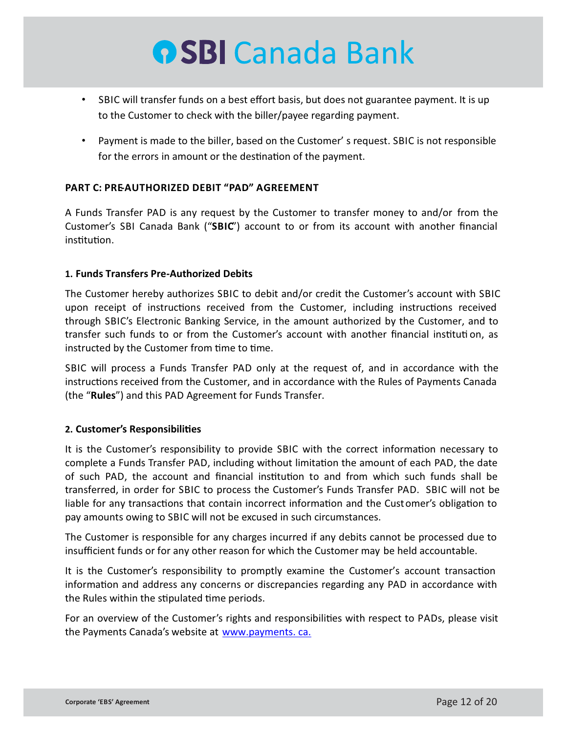- SBIC will transfer funds on a best effort basis, but does not guarantee payment. It is up to the Customer to check with the biller/payee regarding payment.
- Payment is made to the biller, based on the Customer' s request. SBIC is not responsible for the errors in amount or the destination of the payment.

**PART C: PRE-AUTHORIZED DEBIT "PAD" AGREEMENT**

A Funds Transfer PAD is any request by the Customer to transfer money to and/or from the Customer's SBI Canada Bank ("**SBIC**") account to or from its account with another financial institution.

**1. Funds Transfers Pre-Authorized Debits**

The Customer hereby authorizes SBIC to debit and/or credit the Customer's account with SBIC upon receipt of instructions received from the Customer, including instructions received through SBIC's Electronic Banking Service, in the amount authorized by the Customer, and to transfer such funds to or from the Customer's account with another financial institution, as instructed by the Customer from time to time.

SBIC will process a Funds Transfer PAD only at the request of, and in accordance with the instructions received from the Customer, and in accordance with the Rules of Payments Canada (the "**Rules**") and this PAD Agreement for Funds Transfer.

**2. Customer's Responsibilities**

It is the Customer's responsibility to provide SBIC with the correct information necessary to complete a Funds Transfer PAD, including without limitation the amount of each PAD, the date of such PAD, the account and financial institution to and from which such funds shall be transferred, in order for SBIC to process the Customer's Funds Transfer PAD. SBIC will not be liable for any transactions that contain incorrect information and the Customer's obligation to pay amounts owing to SBIC will not be excused in such circumstances.

The Customer is responsible for any charges incurred if any debits cannot be processed due to insufficient funds or for any other reason for which the Customer may be held accountable.

It is the Customer's responsibility to promptly examine the Customer's account transaction information and address any concerns or discrepancies regarding any PAD in accordance with the Rules within the stipulated time periods.

For an overview of the Customer's rights and responsibilities with respect to PADs, please visit the Payments Canada's website at www.payments. ca.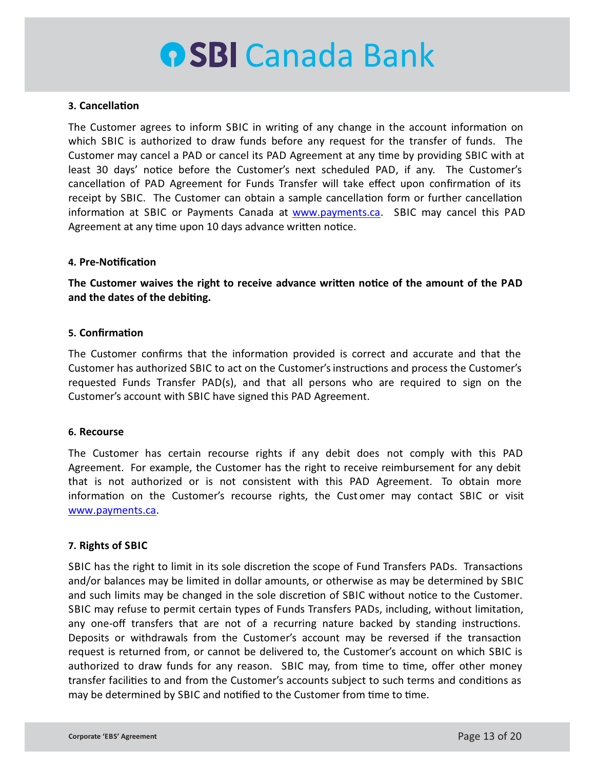### 3. Cancellation

The Customer agrees to inform SBIC in writing of any change in the account information on which SBIC is authorized to draw funds before any request for the transfer of funds. The Customer may cancel a PAD or cancel its PAD Agreement at any time by providing SBIC with at least 30 days' notice before the Customer's next scheduled PAD, if any. The Customer's cancellation of PAD Agreement for Funds Transfer will take effect upon confirmation of its receipt by SBIC. The Customer can obtain a sample cancellation form or further cancellation information at SBIC or Payments Canada at [www.payments.ca](www.payments.ca). SBIC may cancel this PAD Agreement at any time upon 10 days advance written notice.

### 4. Pre-Notification

**The Customer waives the right to receive advance written notice of the amount of the PAD and the dates of the debiting.**

### 5. Confirmation

The Customer confirms that the information provided is correct and accurate and that the Customer has authorized SBIC to act on the Customer's instructions and process the Customer's requested Funds Transfer PAD(s), and that all persons who are required to sign on the Customer's account with SBIC have signed this PAD Agreement.

### 6. Recourse

The Customer has certain recourse rights if any debit does not comply with this PAD Agreement. For example, the Customer has the right to receive reimbursement for any debit that is not authorized or is not consistent with this PAD Agreement. To obtain more information on the Customer's recourse rights, the Customer may contact SBIC or visit [www.payments.ca](www.payments.ca).

### 7. Rights of SBIC

SBIC has the right to limit in its sole discretion the scope of Fund Transfers PADs. Transactions and/or balances may be limited in dollar amounts, or otherwise as may be determined by SBIC and such limits may be changed in the sole discretion of SBIC without notice to the Customer. SBIC may refuse to permit certain types of Funds Transfers PADs, including, without limitation, any one-off transfers that are not of a recurring nature backed by standing instructions. Deposits or withdrawals from the Customer's account may be reversed if the transaction request is returned from, or cannot be delivered to, the Customer's account on which SBIC is authorized to draw funds for any reason. SBIC may, from time to time, offer other money transfer facilities to and from the Customer's accounts subject to such terms and conditions as may be determined by SBIC and notified to the Customer from time to time.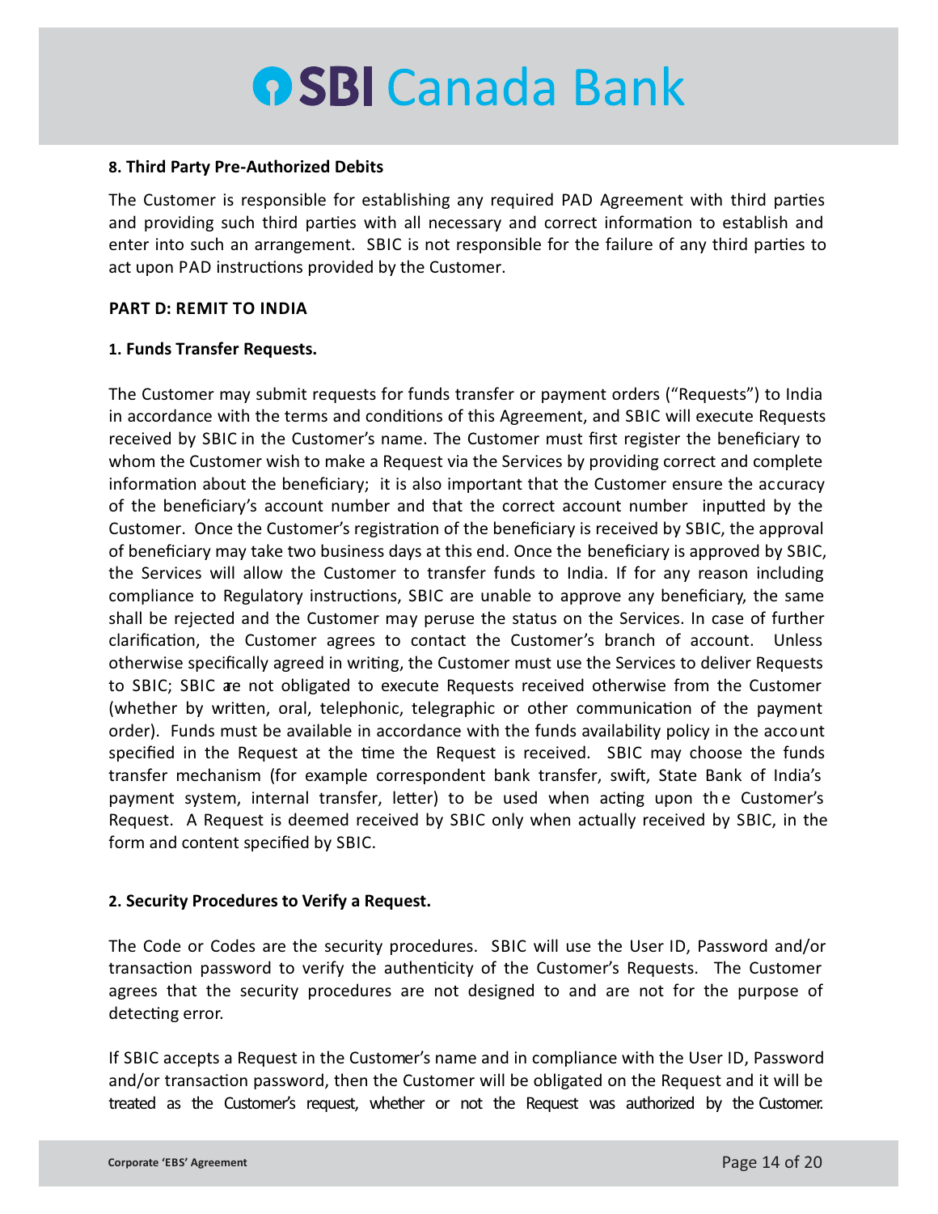**8. Third Party Pre-Authorized Debits**

The Customer is responsible for establishing any required PAD Agreement with third parties and providing such third parties with all necessary and correct information to establish and enter into such an arrangement. SBIC is not responsible for the failure of any third parties to act upon PAD instructions provided by the Customer.

**PART D: REMIT TO INDIA**

**1. Funds Transfer Requests.**

The Customer may submit requests for funds transfer or payment orders ("Requests") to India in accordance with the terms and conditions of this Agreement, and SBIC will execute Requests received by SBIC in the Customer's name. The Customer must first register the beneficiary to whom the Customer wish to make a Request via the Services by providing correct and complete information about the beneficiary; it is also important that the Customer ensure the accuracy of the beneficiary's account number and that the correct account number inputted by the Customer. Once the Customer's registration of the beneficiary is received by SBIC, the approval of beneficiary may take two business days at this end. Once the beneficiary is approved by SBIC, the Services will allow the Customer to transfer funds to India. If for any reason including compliance to Regulatory instructions, SBIC are unable to approve any beneficiary, the same shall be rejected and the Customer may peruse the status on the Services. In case of further clarification, the Customer agrees to contact the Customer's branch of account. Unless otherwise specifically agreed in writing, the Customer must use the Services to deliver Requests to SBIC; SBIC are not obligated to execute Requests received otherwise from the Customer (whether by written, oral, telephonic, telegraphic or other communication of the payment order). Funds must be available in accordance with the funds availability policy in the account specified in the Request at the time the Request is received. SBIC may choose the funds transfer mechanism (for example correspondent bank transfer, swift, State Bank of India's payment system, internal transfer, letter) to be used when acting upon the Customer's Request. A Request is deemed received by SBIC only when actually received by SBIC, in the form and content specified by SBIC.

**2. Security Procedures to Verify a Request.**

The Code or Codes are the security procedures. SBIC will use the User ID, Password and/or transaction password to verify the authenticity of the Customer's Requests. The Customer agrees that the security procedures are not designed to and are not for the purpose of detecting error.

If SBIC accepts a Request in the Customer's name and in compliance with the User ID, Password and/or transaction password, then the Customer will be obligated on the Request and it will be treated as the Customer's request, whether or not the Request was authorized by the Customer.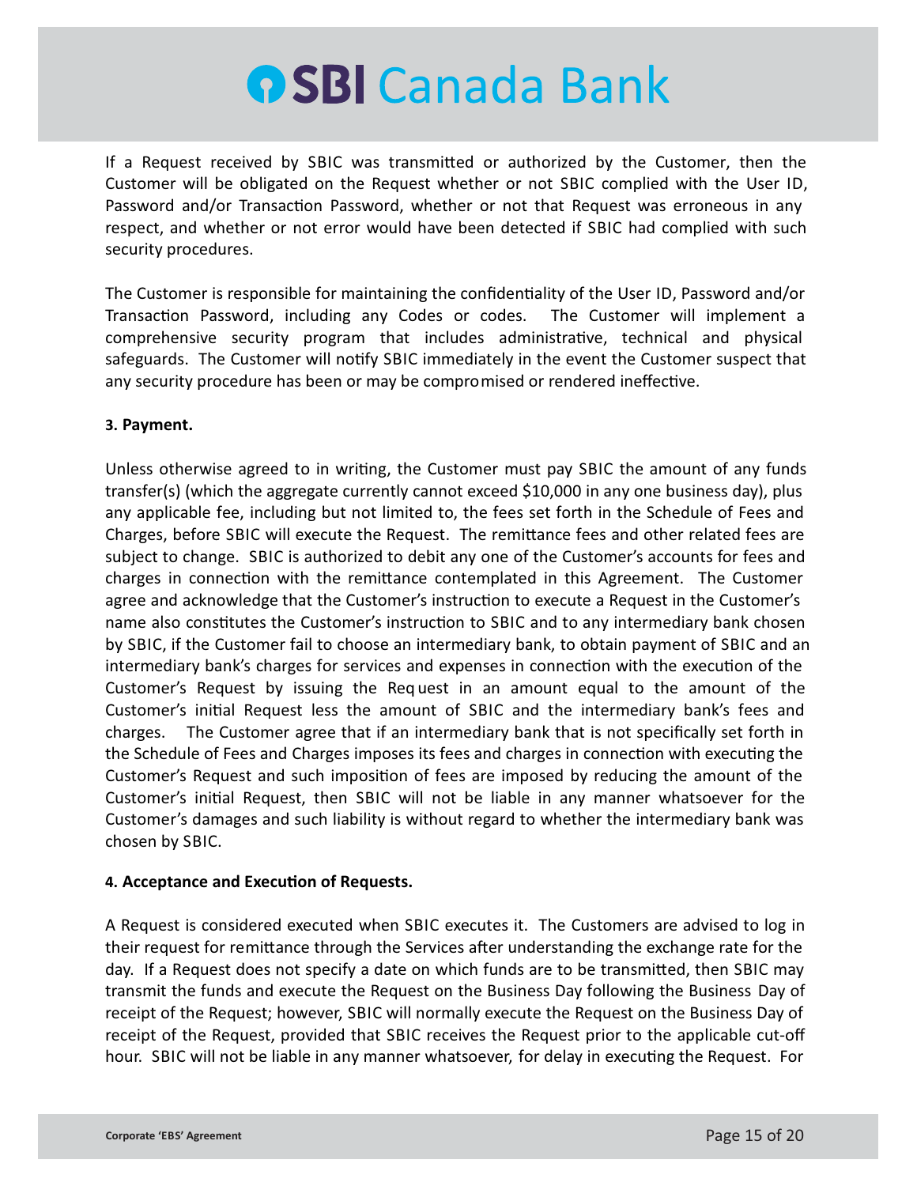If a Request received by SBIC was transmitted or authorized by the Customer, then the Customer will be obligated on the Request whether or not SBIC complied with the User ID, Password and/or Transaction Password, whether or not that Request was erroneous in any respect, and whether or not error would have been detected if SBIC had complied with such security procedures.

The Customer is responsible for maintaining the confidentiality of the User ID, Password and/or Transaction Password, including any Codes or codes. The Customer will implement a comprehensive security program that includes administrative, technical and physical safeguards. The Customer will notify SBIC immediately in the event the Customer suspect that any security procedure has been or may be compromised or rendered ineffective.

**3. Payment.**

Unless otherwise agreed to in writing, the Customer must pay SBIC the amount of any funds transfer(s) (which the aggregate currently cannot exceed $10,000 in any one business day), plus any applicable fee, including but not limited to, the fees set forth in the Schedule of Fees and Charges, before SBIC will execute the Request. The remittance fees and other related fees are subject to change. SBIC is authorized to debit any one of the Customer's accounts for fees and charges in connection with the remittance contemplated in this Agreement. The Customer agree and acknowledge that the Customer's instruction to execute a Request in the Customer's name also constitutes the Customer's instruction to SBIC and to any intermediary bank chosen by SBIC, if the Customer fail to choose an intermediary bank, to obtain payment of SBIC and an intermediary bank's charges for services and expenses in connection with the execution of the Customer's Request by issuing the Request in an amount equal to the amount of the Customer's initial Request less the amount of SBIC and the intermediary bank's fees and charges. The Customer agree that if an intermediary bank that is not specifically set forth in the Schedule of Fees and Charges imposes its fees and charges in connection with executing the Customer's Request and such imposition of fees are imposed by reducing the amount of the Customer's initial Request, then SBIC will not be liable in any manner whatsoever for the Customer's damages and such liability is without regard to whether the intermediary bank was chosen by SBIC.

**4. Acceptance and Execution of Requests.**

A Request is considered executed when SBIC executes it. The Customers are advised to log in their request for remittance through the Services after understanding the exchange rate for the day. If a Request does not specify a date on which funds are to be transmitted, then SBIC may transmit the funds and execute the Request on the Business Day following the Business Day of receipt of the Request; however, SBIC will normally execute the Request on the Business Day of receipt of the Request, provided that SBIC receives the Request prior to the applicable cut-off hour. SBIC will not be liable in any manner whatsoever, for delay in executing the Request. For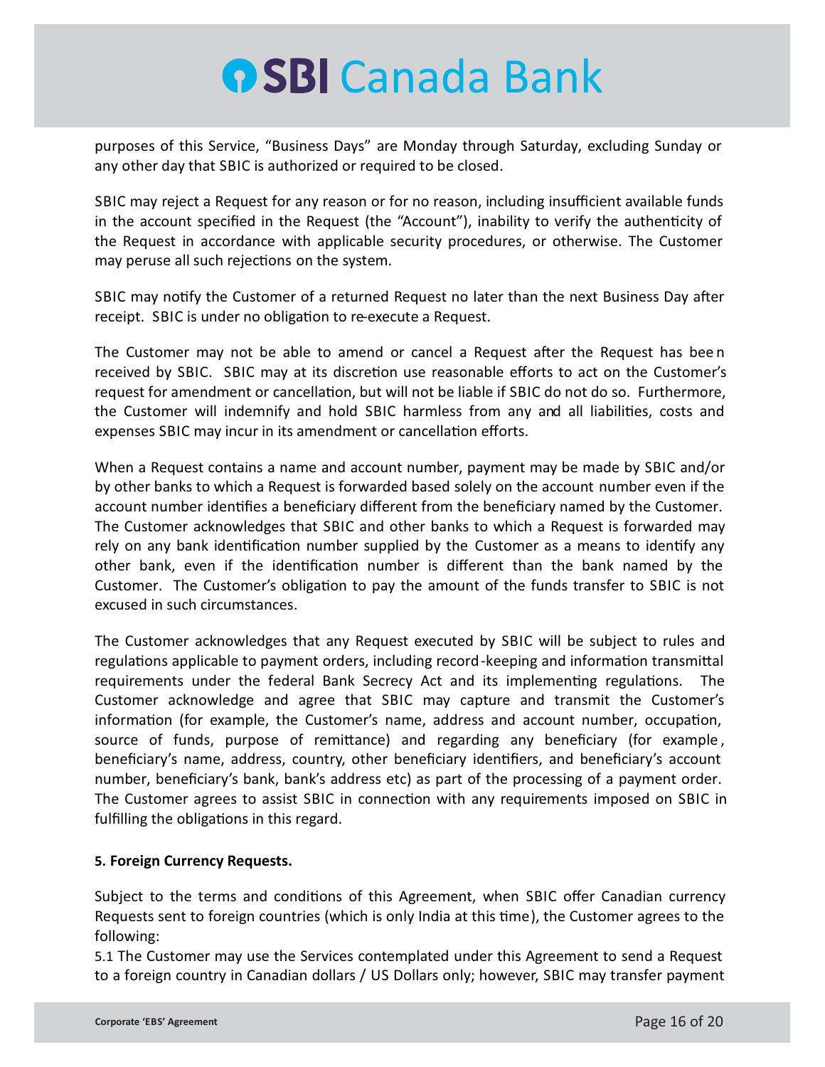purposes of this Service, “Business Days” are Monday through Saturday, excluding Sunday or any other day that SBIC is authorized or required to be closed.

SBIC may reject a Request for any reason or for no reason, including insufficient available funds in the account specified in the Request (the “Account”), inability to verify the authenticity of the Request in accordance with applicable security procedures, or otherwise. The Customer may peruse all such rejections on the system.

SBIC may notify the Customer of a returned Request no later than the next Business Day after receipt. SBIC is under no obligation to re-execute a Request.

The Customer may not be able to amend or cancel a Request after the Request has been received by SBIC. SBIC may at its discretion use reasonable efforts to act on the Customer’s request for amendment or cancellation, but will not be liable if SBIC do not do so. Furthermore, the Customer will indemnify and hold SBIC harmless from any and all liabilities, costs and expenses SBIC may incur in its amendment or cancellation efforts.

When a Request contains a name and account number, payment may be made by SBIC and/or by other banks to which a Request is forwarded based solely on the account number even if the account number identifies a beneficiary different from the beneficiary named by the Customer. The Customer acknowledges that SBIC and other banks to which a Request is forwarded may rely on any bank identification number supplied by the Customer as a means to identify any other bank, even if the identification number is different than the bank named by the Customer. The Customer’s obligation to pay the amount of the funds transfer to SBIC is not excused in such circumstances.

The Customer acknowledges that any Request executed by SBIC will be subject to rules and regulations applicable to payment orders, including record-keeping and information transmittal requirements under the federal Bank Secrecy Act and its implementing regulations. The Customer acknowledge and agree that SBIC may capture and transmit the Customer’s information (for example, the Customer’s name, address and account number, occupation, source of funds, purpose of remittance) and regarding any beneficiary (for example, beneficiary’s name, address, country, other beneficiary identifiers, and beneficiary’s account number, beneficiary’s bank, bank’s address etc) as part of the processing of a payment order. The Customer agrees to assist SBIC in connection with any requirements imposed on SBIC in fulfilling the obligations in this regard.

**5. Foreign Currency Requests.**

Subject to the terms and conditions of this Agreement, when SBIC offer Canadian currency Requests sent to foreign countries (which is only India at this time), the Customer agrees to the following:

5.1 The Customer may use the Services contemplated under this Agreement to send a Request to a foreign country in Canadian dollars / US Dollars only; however, SBIC may transfer payment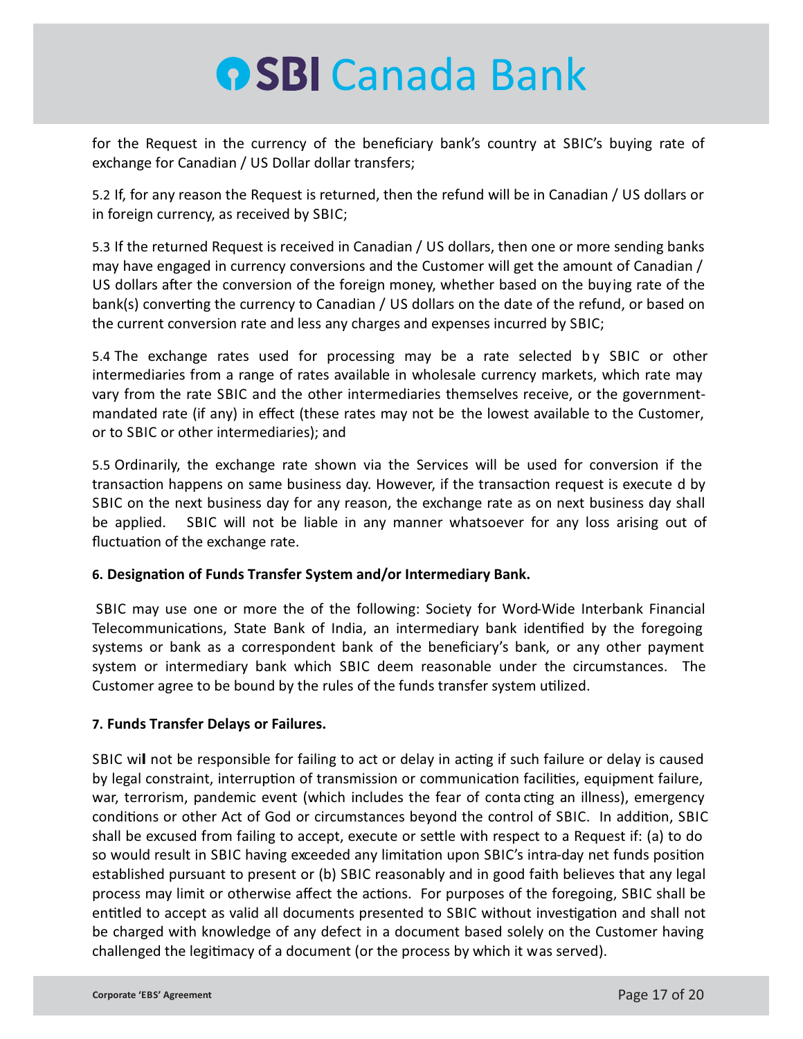for the Request in the currency of the beneficiary bank's country at SBIC's buying rate of exchange for Canadian / US Dollar dollar transfers;

5.2 If, for any reason the Request is returned, then the refund will be in Canadian / US dollars or in foreign currency, as received by SBIC;

5.3 If the returned Request is received in Canadian / US dollars, then one or more sending banks may have engaged in currency conversions and the Customer will get the amount of Canadian / US dollars after the conversion of the foreign money, whether based on the buying rate of the bank(s) converting the currency to Canadian / US dollars on the date of the refund, or based on the current conversion rate and less any charges and expenses incurred by SBIC;

5.4 The exchange rates used for processing may be a rate selected by SBIC or other intermediaries from a range of rates available in wholesale currency markets, which rate may vary from the rate SBIC and the other intermediaries themselves receive, or the government-mandated rate (if any) in effect (these rates may not be the lowest available to the Customer, or to SBIC or other intermediaries); and

5.5 Ordinarily, the exchange rate shown via the Services will be used for conversion if the transaction happens on same business day. However, if the transaction request is execute d by SBIC on the next business day for any reason, the exchange rate as on next business day shall be applied. SBIC will not be liable in any manner whatsoever for any loss arising out of fluctuation of the exchange rate.

**6. Designation of Funds Transfer System and/or Intermediary Bank.**

SBIC may use one or more the of the following: Society for Word-Wide Interbank Financial Telecommunications, State Bank of India, an intermediary bank identified by the foregoing systems or bank as a correspondent bank of the beneficiary's bank, or any other payment system or intermediary bank which SBIC deem reasonable under the circumstances. The Customer agree to be bound by the rules of the funds transfer system utilized.

**7. Funds Transfer Delays or Failures.**

SBIC will not be responsible for failing to act or delay in acting if such failure or delay is caused by legal constraint, interruption of transmission or communication facilities, equipment failure, war, terrorism, pandemic event (which includes the fear of conta cting an illness), emergency conditions or other Act of God or circumstances beyond the control of SBIC. In addition, SBIC shall be excused from failing to accept, execute or settle with respect to a Request if: (a) to do so would result in SBIC having exceeded any limitation upon SBIC's intra-day net funds position established pursuant to present or (b) SBIC reasonably and in good faith believes that any legal process may limit or otherwise affect the actions. For purposes of the foregoing, SBIC shall be entitled to accept as valid all documents presented to SBIC without investigation and shall not be charged with knowledge of any defect in a document based solely on the Customer having challenged the legitimacy of a document (or the process by which it was served).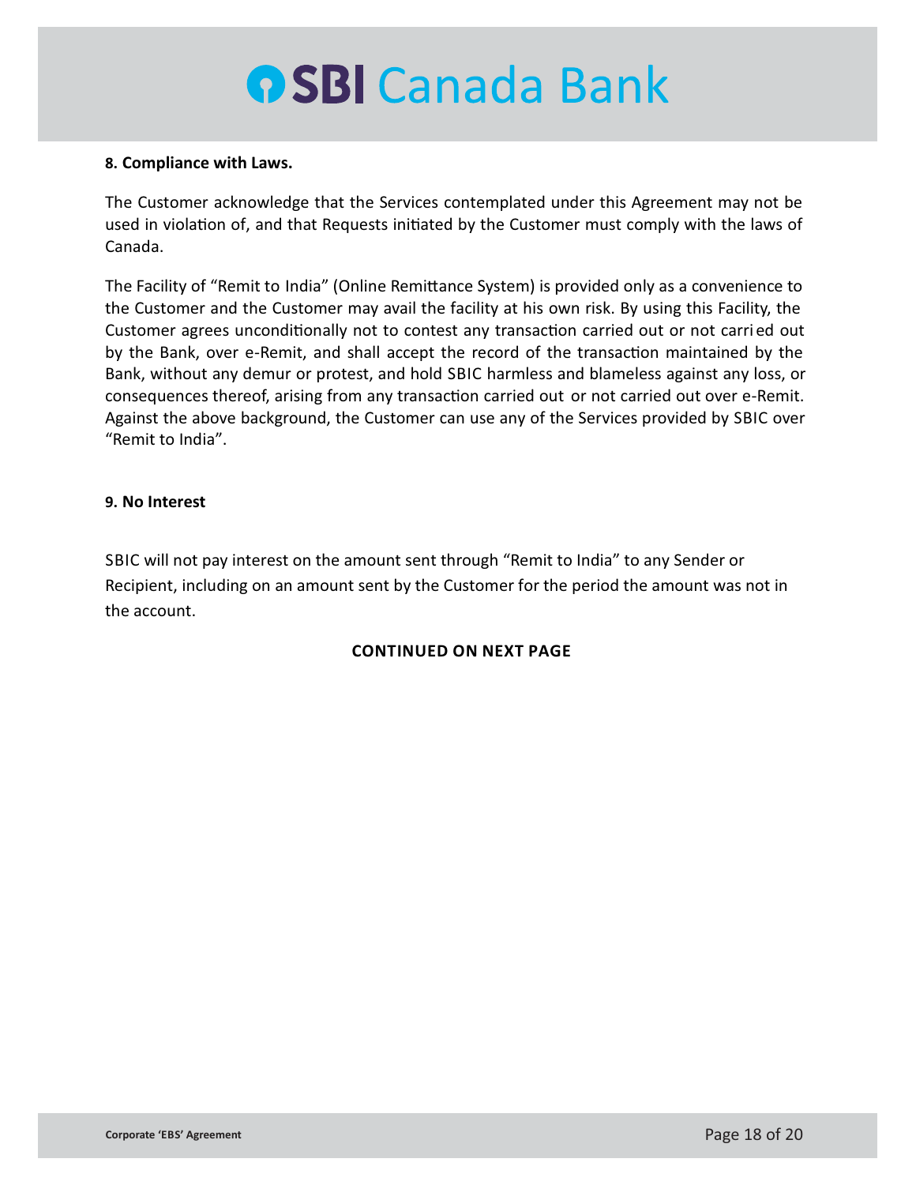**8. Compliance with Laws.**

The Customer acknowledge that the Services contemplated under this Agreement may not be used in violation of, and that Requests initiated by the Customer must comply with the laws of Canada.

The Facility of "Remit to India" (Online Remittance System) is provided only as a convenience to the Customer and the Customer may avail the facility at his own risk. By using this Facility, the Customer agrees unconditionally not to contest any transaction carried out or not carried out by the Bank, over e-Remit, and shall accept the record of the transaction maintained by the Bank, without any demur or protest, and hold SBIC harmless and blameless against any loss, or consequences thereof, arising from any transaction carried out or not carried out over e-Remit. Against the above background, the Customer can use any of the Services provided by SBIC over "Remit to India".

**9. No Interest**

SBIC will not pay interest on the amount sent through "Remit to India" to any Sender or Recipient, including on an amount sent by the Customer for the period the amount was not in the account.

**CONTINUED ON NEXT PAGE**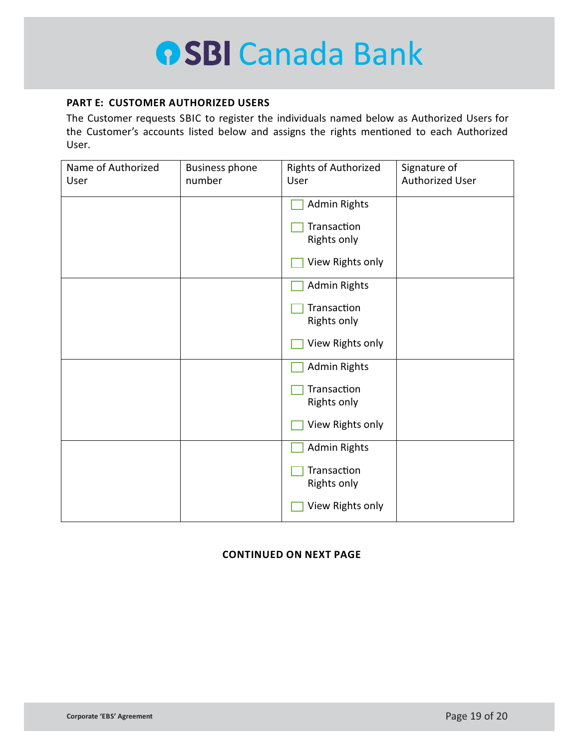**PART E: CUSTOMER AUTHORIZED USERS**

The Customer requests SBIC to register the individuals named below as Authorized Users for the Customer's accounts listed below and assigns the rights mentioned to each Authorized User.

| Name of Authorized User | Business phone number | Rights of Authorized User | Signature of Authorized User |
|---|---|---|---|
| | | ☐ Admin Rights<br>☐ Transaction Rights only<br>☐ View Rights only | |
| | | ☐ Admin Rights<br>☐ Transaction Rights only<br>☐ View Rights only | |
| | | ☐ Admin Rights<br>☐ Transaction Rights only<br>☐ View Rights only | |
| | | ☐ Admin Rights<br>☐ Transaction Rights only<br>☐ View Rights only | |

**CONTINUED ON NEXT PAGE**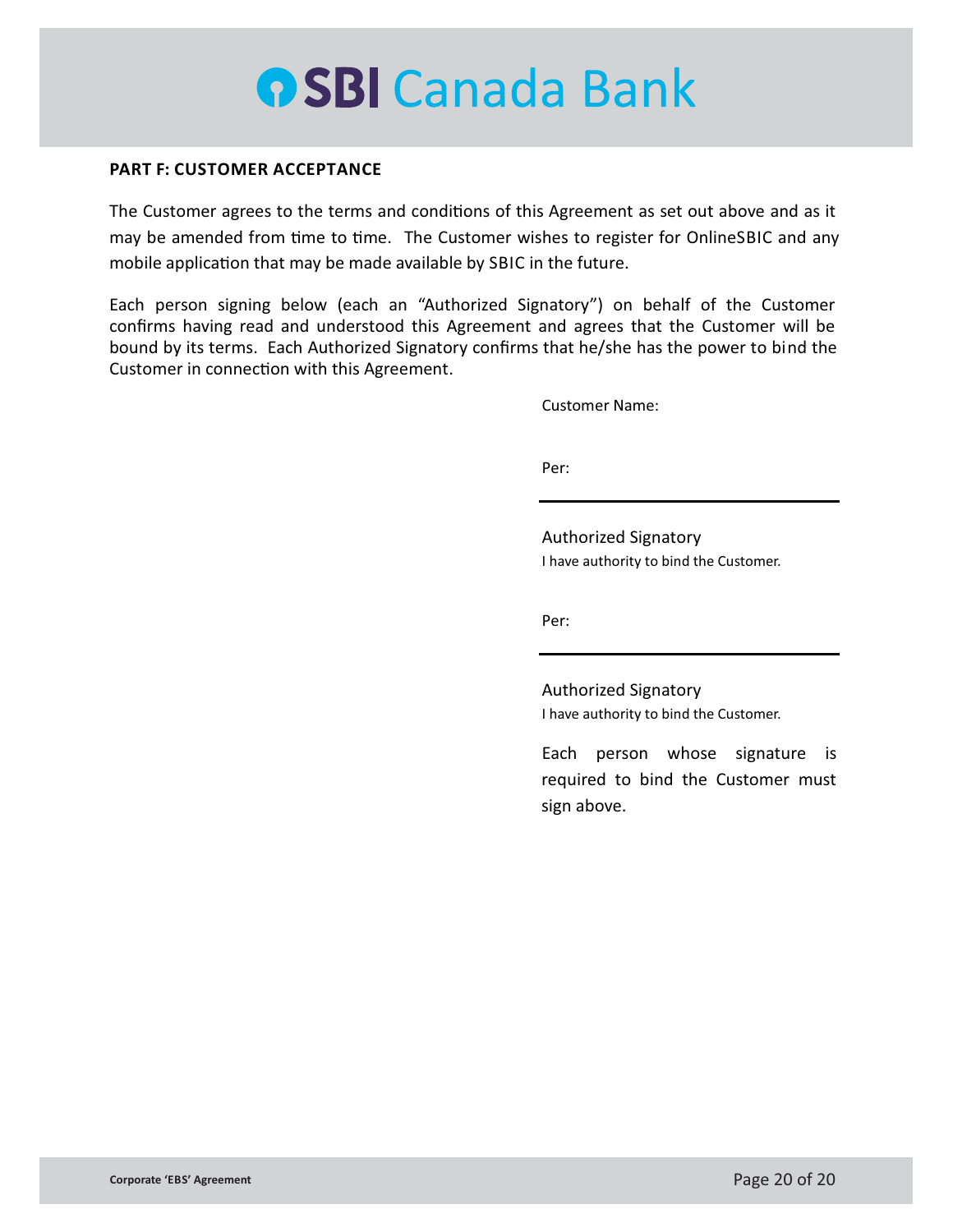## PART F: CUSTOMER ACCEPTANCE

The Customer agrees to the terms and conditions of this Agreement as set out above and as it may be amended from time to time. The Customer wishes to register for OnlineSBIC and any mobile application that may be made available by SBIC in the future.

Each person signing below (each an "Authorized Signatory") on behalf of the Customer confirms having read and understood this Agreement and agrees that the Customer will be bound by its terms. Each Authorized Signatory confirms that he/she has the power to bind the Customer in connection with this Agreement.

Customer Name:

Per:

\_\_\_\_\_\_\_\_\_\_\_\_\_\_\_\_\_\_\_\_\_\_\_\_\_\_\_\_\_\_

Authorized Signatory
I have authority to bind the Customer.

Per:

\_\_\_\_\_\_\_\_\_\_\_\_\_\_\_\_\_\_\_\_\_\_\_\_\_\_\_\_\_\_

Authorized Signatory
I have authority to bind the Customer.

Each person whose signature is required to bind the Customer must sign above.